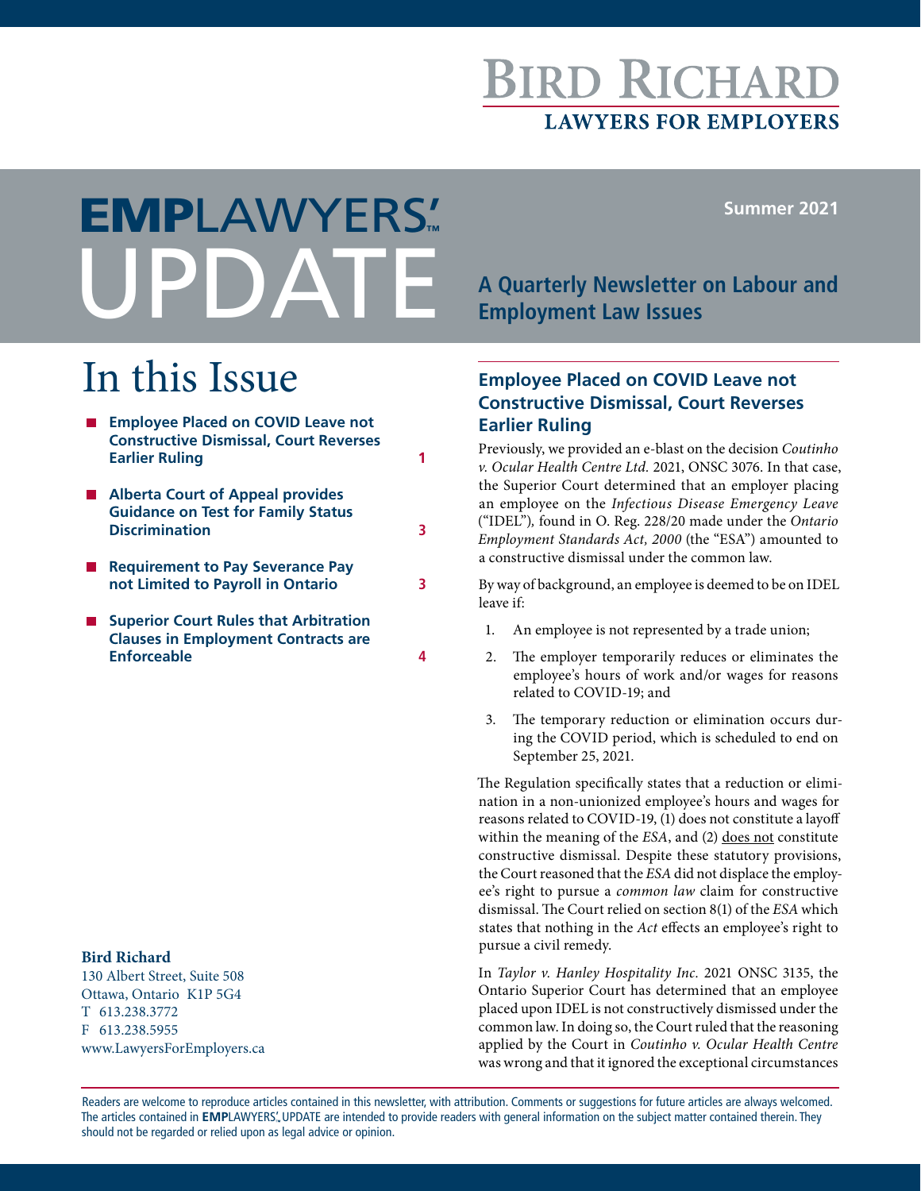# BIRD RICHARD

**LAWYERS FOR EMPLOYERS**

# EMPLAWYERS'™ UPDATE

**Summer 2021**

**A Quarterly Newsletter on Labour and Employment Law Issues**

## In this Issue

- **Employee Placed on COVID Leave not Constructive Dismissal, Court Reverses Earlier Ruling** 1
- **Alberta Court of Appeal provides Guidance on Test for Family Status Discrimination** 3
- **Requirement to Pay Severance Pay not Limited to Payroll in Ontario** 3
- **Superior Court Rules that Arbitration Clauses in Employment Contracts are Enforceable** 4

**Bird Richard**
130 Albert Street, Suite 508
Ottawa, Ontario K1P 5G4
T 613.238.3772
F 613.238.5955
www.LawyersForEmployers.ca

## Employee Placed on COVID Leave not Constructive Dismissal, Court Reverses Earlier Ruling

Previously, we provided an e-blast on the decision *Coutinho v. Ocular Health Centre Ltd.* 2021, ONSC 3076. In that case, the Superior Court determined that an employer placing an employee on the *Infectious Disease Emergency Leave* ("IDEL"), found in O. Reg. 228/20 made under the *Ontario Employment Standards Act, 2000* (the "ESA") amounted to a constructive dismissal under the common law.

By way of background, an employee is deemed to be on IDEL leave if:

1. An employee is not represented by a trade union;
2. The employer temporarily reduces or eliminates the employee's hours of work and/or wages for reasons related to COVID-19; and
3. The temporary reduction or elimination occurs during the COVID period, which is scheduled to end on September 25, 2021.

The Regulation specifically states that a reduction or elimination in a non-unionized employee's hours and wages for reasons related to COVID-19, (1) does not constitute a layoff within the meaning of the *ESA*, and (2) <u>does not</u> constitute constructive dismissal. Despite these statutory provisions, the Court reasoned that the *ESA* did not displace the employee's right to pursue a *common law* claim for constructive dismissal. The Court relied on section 8(1) of the *ESA* which states that nothing in the *Act* effects an employee's right to pursue a civil remedy.

In *Taylor v. Hanley Hospitality Inc.* 2021 ONSC 3135, the Ontario Superior Court has determined that an employee placed upon IDEL is not constructively dismissed under the common law. In doing so, the Court ruled that the reasoning applied by the Court in *Coutinho v. Ocular Health Centre* was wrong and that it ignored the exceptional circumstances

Readers are welcome to reproduce articles contained in this newsletter, with attribution. Comments or suggestions for future articles are always welcomed. The articles contained in EMPLAWYERS'™ UPDATE are intended to provide readers with general information on the subject matter contained therein. They should not be regarded or relied upon as legal advice or opinion.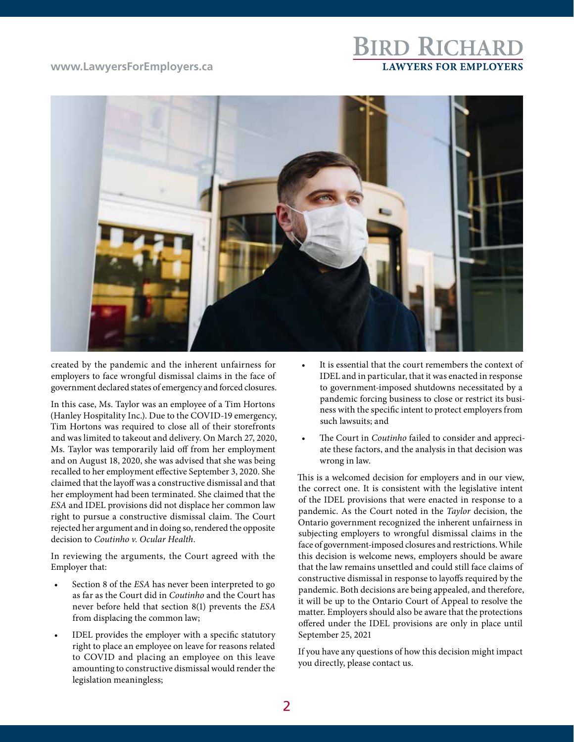created by the pandemic and the inherent unfairness for employers to face wrongful dismissal claims in the face of government declared states of emergency and forced closures.

In this case, Ms. Taylor was an employee of a Tim Hortons (Hanley Hospitality Inc.). Due to the COVID-19 emergency, Tim Hortons was required to close all of their storefronts and was limited to takeout and delivery. On March 27, 2020, Ms. Taylor was temporarily laid off from her employment and on August 18, 2020, she was advised that she was being recalled to her employment effective September 3, 2020. She claimed that the layoff was a constructive dismissal and that her employment had been terminated. She claimed that the *ESA* and IDEL provisions did not displace her common law right to pursue a constructive dismissal claim. The Court rejected her argument and in doing so, rendered the opposite decision to *Coutinho v. Ocular Health*.

In reviewing the arguments, the Court agreed with the Employer that:

- Section 8 of the *ESA* has never been interpreted to go as far as the Court did in *Coutinho* and the Court has never before held that section 8(1) prevents the *ESA* from displacing the common law;
- IDEL provides the employer with a specific statutory right to place an employee on leave for reasons related to COVID and placing an employee on this leave amounting to constructive dismissal would render the legislation meaningless;
- It is essential that the court remembers the context of IDEL and in particular, that it was enacted in response to government-imposed shutdowns necessitated by a pandemic forcing business to close or restrict its business with the specific intent to protect employers from such lawsuits; and
- The Court in *Coutinho* failed to consider and appreciate these factors, and the analysis in that decision was wrong in law.

This is a welcomed decision for employers and in our view, the correct one. It is consistent with the legislative intent of the IDEL provisions that were enacted in response to a pandemic. As the Court noted in the *Taylor* decision, the Ontario government recognized the inherent unfairness in subjecting employers to wrongful dismissal claims in the face of government-imposed closures and restrictions. While this decision is welcome news, employers should be aware that the law remains unsettled and could still face claims of constructive dismissal in response to layoffs required by the pandemic. Both decisions are being appealed, and therefore, it will be up to the Ontario Court of Appeal to resolve the matter. Employers should also be aware that the protections offered under the IDEL provisions are only in place until September 25, 2021

If you have any questions of how this decision might impact you directly, please contact us.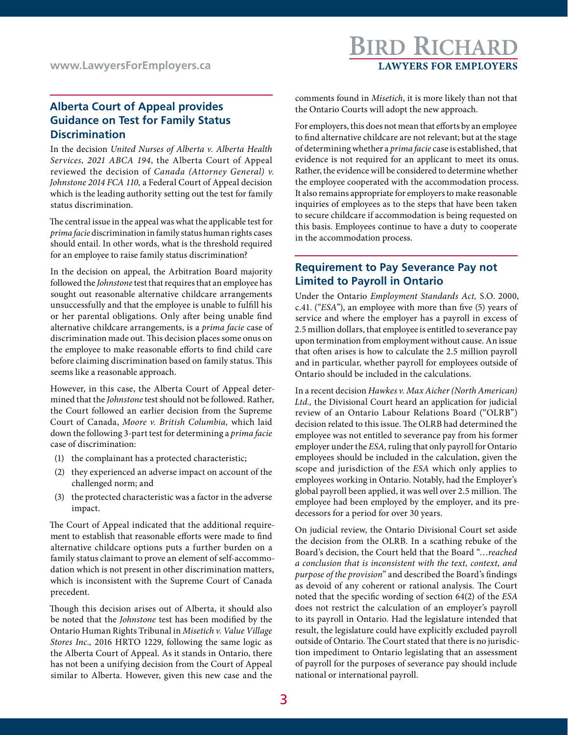## Alberta Court of Appeal provides Guidance on Test for Family Status Discrimination

In the decision *United Nurses of Alberta v. Alberta Health Services, 2021 ABCA 194*, the Alberta Court of Appeal reviewed the decision of *Canada (Attorney General) v. Johnstone 2014 FCA 110,* a Federal Court of Appeal decision which is the leading authority setting out the test for family status discrimination.

The central issue in the appeal was what the applicable test for *prima facie* discrimination in family status human rights cases should entail. In other words, what is the threshold required for an employee to raise family status discrimination?

In the decision on appeal, the Arbitration Board majority followed the *Johnstone* test that requires that an employee has sought out reasonable alternative childcare arrangements unsuccessfully and that the employee is unable to fulfill his or her parental obligations. Only after being unable find alternative childcare arrangements, is a *prima facie* case of discrimination made out. This decision places some onus on the employee to make reasonable efforts to find child care before claiming discrimination based on family status. This seems like a reasonable approach.

However, in this case, the Alberta Court of Appeal determined that the *Johnstone* test should not be followed. Rather, the Court followed an earlier decision from the Supreme Court of Canada, *Moore v. British Columbia,* which laid down the following 3-part test for determining a *prima facie* case of discrimination:

1. the complainant has a protected characteristic;
2. they experienced an adverse impact on account of the challenged norm; and
3. the protected characteristic was a factor in the adverse impact.

The Court of Appeal indicated that the additional requirement to establish that reasonable efforts were made to find alternative childcare options puts a further burden on a family status claimant to prove an element of self-accommodation which is not present in other discrimination matters, which is inconsistent with the Supreme Court of Canada precedent.

Though this decision arises out of Alberta, it should also be noted that the *Johnstone* test has been modified by the Ontario Human Rights Tribunal in *Misetich v. Value Village Stores Inc.,* 2016 HRTO 1229, following the same logic as the Alberta Court of Appeal. As it stands in Ontario, there has not been a unifying decision from the Court of Appeal similar to Alberta. However, given this new case and the comments found in *Misetich*, it is more likely than not that the Ontario Courts will adopt the new approach.

For employers, this does not mean that efforts by an employee to find alternative childcare are not relevant; but at the stage of determining whether a *prima facie* case is established, that evidence is not required for an applicant to meet its onus. Rather, the evidence will be considered to determine whether the employee cooperated with the accommodation process. It also remains appropriate for employers to make reasonable inquiries of employees as to the steps that have been taken to secure childcare if accommodation is being requested on this basis. Employees continue to have a duty to cooperate in the accommodation process.

## Requirement to Pay Severance Pay not Limited to Payroll in Ontario

Under the Ontario *Employment Standards Act,* S.O. 2000, c.41. ("*ESA*"), an employee with more than five (5) years of service and where the employer has a payroll in excess of 2.5 million dollars, that employee is entitled to severance pay upon termination from employment without cause. An issue that often arises is how to calculate the 2.5 million payroll and in particular, whether payroll for employees outside of Ontario should be included in the calculations.

In a recent decision *Hawkes v. Max Aicher (North American) Ltd.,* the Divisional Court heard an application for judicial review of an Ontario Labour Relations Board ("OLRB") decision related to this issue. The OLRB had determined the employee was not entitled to severance pay from his former employer under the *ESA,* ruling that only payroll for Ontario employees should be included in the calculation, given the scope and jurisdiction of the *ESA* which only applies to employees working in Ontario. Notably, had the Employer's global payroll been applied, it was well over 2.5 million. The employee had been employed by the employer, and its predecessors for a period for over 30 years.

On judicial review, the Ontario Divisional Court set aside the decision from the OLRB. In a scathing rebuke of the Board's decision, the Court held that the Board "*…reached a conclusion that is inconsistent with the text, context, and purpose of the provision*" and described the Board's findings as devoid of any coherent or rational analysis. The Court noted that the specific wording of section 64(2) of the *ESA* does not restrict the calculation of an employer's payroll to its payroll in Ontario. Had the legislature intended that result, the legislature could have explicitly excluded payroll outside of Ontario. The Court stated that there is no jurisdiction impediment to Ontario legislating that an assessment of payroll for the purposes of severance pay should include national or international payroll.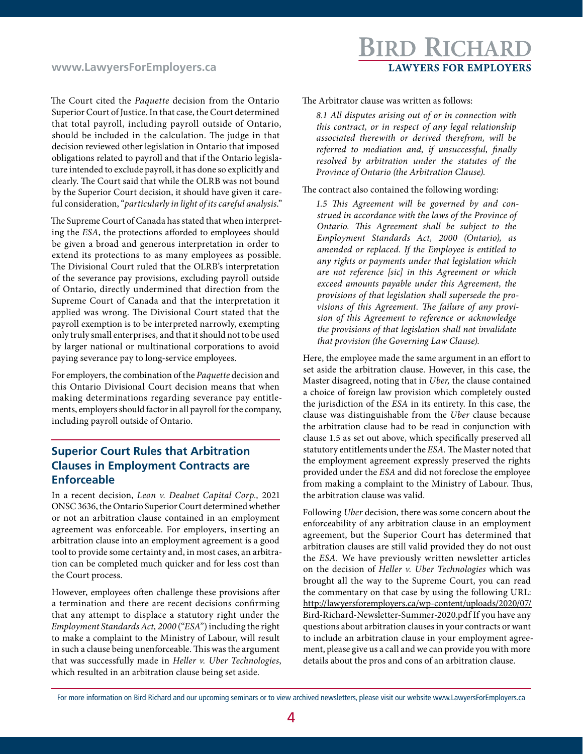The Court cited the *Paquette* decision from the Ontario Superior Court of Justice. In that case, the Court determined that total payroll, including payroll outside of Ontario, should be included in the calculation. The judge in that decision reviewed other legislation in Ontario that imposed obligations related to payroll and that if the Ontario legislature intended to exclude payroll, it has done so explicitly and clearly. The Court said that while the OLRB was not bound by the Superior Court decision, it should have given it careful consideration, "*particularly in light of its careful analysis.*"

The Supreme Court of Canada has stated that when interpreting the *ESA*, the protections afforded to employees should be given a broad and generous interpretation in order to extend its protections to as many employees as possible. The Divisional Court ruled that the OLRB's interpretation of the severance pay provisions, excluding payroll outside of Ontario, directly undermined that direction from the Supreme Court of Canada and that the interpretation it applied was wrong. The Divisional Court stated that the payroll exemption is to be interpreted narrowly, exempting only truly small enterprises, and that it should not to be used by larger national or multinational corporations to avoid paying severance pay to long-service employees.

For employers, the combination of the *Paquette* decision and this Ontario Divisional Court decision means that when making determinations regarding severance pay entitlements, employers should factor in all payroll for the company, including payroll outside of Ontario.

## Superior Court Rules that Arbitration Clauses in Employment Contracts are Enforceable

In a recent decision, *Leon v. Dealnet Capital Corp.,* 2021 ONSC 3636, the Ontario Superior Court determined whether or not an arbitration clause contained in an employment agreement was enforceable. For employers, inserting an arbitration clause into an employment agreement is a good tool to provide some certainty and, in most cases, an arbitration can be completed much quicker and for less cost than the Court process.

However, employees often challenge these provisions after a termination and there are recent decisions confirming that any attempt to displace a statutory right under the *Employment Standards Act, 2000* ("*ESA*") including the right to make a complaint to the Ministry of Labour, will result in such a clause being unenforceable. This was the argument that was successfully made in *Heller v. Uber Technologies*, which resulted in an arbitration clause being set aside.

The Arbitrator clause was written as follows:

> *8.1 All disputes arising out of or in connection with this contract, or in respect of any legal relationship associated therewith or derived therefrom, will be referred to mediation and, if unsuccessful, finally resolved by arbitration under the statutes of the Province of Ontario (the Arbitration Clause).*

The contract also contained the following wording:

> *1.5 This Agreement will be governed by and construed in accordance with the laws of the Province of Ontario. This Agreement shall be subject to the Employment Standards Act, 2000 (Ontario), as amended or replaced. If the Employee is entitled to any rights or payments under that legislation which are not reference [sic] in this Agreement or which exceed amounts payable under this Agreement, the provisions of that legislation shall supersede the provisions of this Agreement. The failure of any provision of this Agreement to reference or acknowledge the provisions of that legislation shall not invalidate that provision (the Governing Law Clause).*

Here, the employee made the same argument in an effort to set aside the arbitration clause. However, in this case, the Master disagreed, noting that in *Uber,* the clause contained a choice of foreign law provision which completely ousted the jurisdiction of the *ESA* in its entirety. In this case, the clause was distinguishable from the *Uber* clause because the arbitration clause had to be read in conjunction with clause 1.5 as set out above, which specifically preserved all statutory entitlements under the *ESA*. The Master noted that the employment agreement expressly preserved the rights provided under the *ESA* and did not foreclose the employee from making a complaint to the Ministry of Labour. Thus, the arbitration clause was valid.

Following *Uber* decision*,* there was some concern about the enforceability of any arbitration clause in an employment agreement, but the Superior Court has determined that arbitration clauses are still valid provided they do not oust the *ESA*. We have previously written newsletter articles on the decision of *Heller v. Uber Technologies* which was brought all the way to the Supreme Court, you can read the commentary on that case by using the following URL: http://lawyersforemployers.ca/wp-content/uploads/2020/07/Bird-Richard-Newsletter-Summer-2020.pdf If you have any questions about arbitration clauses in your contracts or want to include an arbitration clause in your employment agreement, please give us a call and we can provide you with more details about the pros and cons of an arbitration clause.

For more information on Bird Richard and our upcoming seminars or to view archived newsletters, please visit our website www.LawyersForEmployers.ca